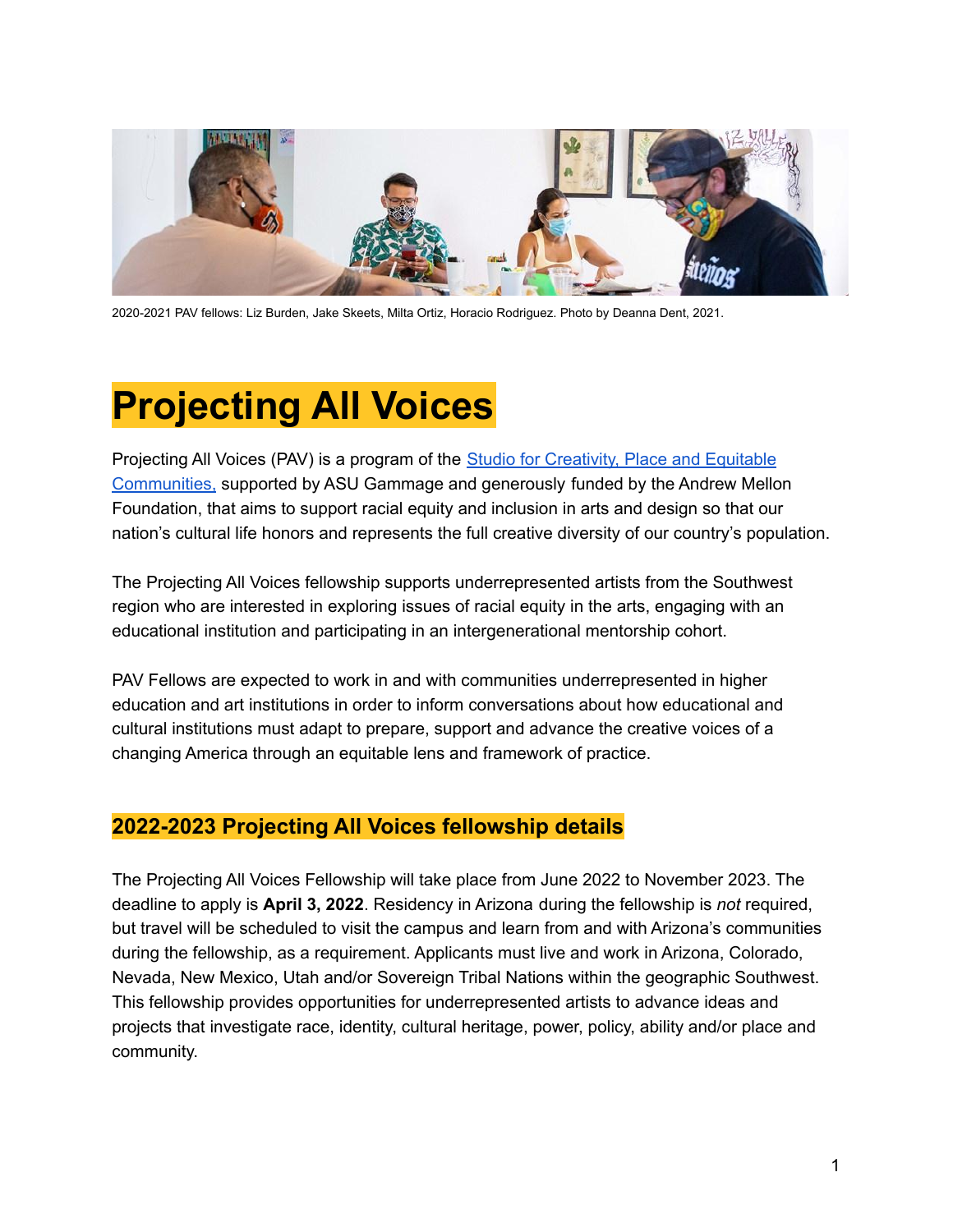2020-2021 PAV fellows: Liz Burden, Jake Skeets, Milta Ortiz, Horacio Rodriguez. Photo by Deanna Dent, 2021.

# Projecting All Voices

Projecting All Voices (PAV) is a program of the Studio for Creativity, Place and Equitable Communities, supported by ASU Gammage and generously funded by the Andrew Mellon Foundation, that aims to support racial equity and inclusion in arts and design so that our nation's cultural life honors and represents the full creative diversity of our country's population.

The Projecting All Voices fellowship supports underrepresented artists from the Southwest region who are interested in exploring issues of racial equity in the arts, engaging with an educational institution and participating in an intergenerational mentorship cohort.

PAV Fellows are expected to work in and with communities underrepresented in higher education and art institutions in order to inform conversations about how educational and cultural institutions must adapt to prepare, support and advance the creative voices of a changing America through an equitable lens and framework of practice.

## 2022-2023 Projecting All Voices fellowship details

The Projecting All Voices Fellowship will take place from June 2022 to November 2023. The deadline to apply is **April 3, 2022**. Residency in Arizona during the fellowship is *not* required, but travel will be scheduled to visit the campus and learn from and with Arizona's communities during the fellowship, as a requirement. Applicants must live and work in Arizona, Colorado, Nevada, New Mexico, Utah and/or Sovereign Tribal Nations within the geographic Southwest. This fellowship provides opportunities for underrepresented artists to advance ideas and projects that investigate race, identity, cultural heritage, power, policy, ability and/or place and community.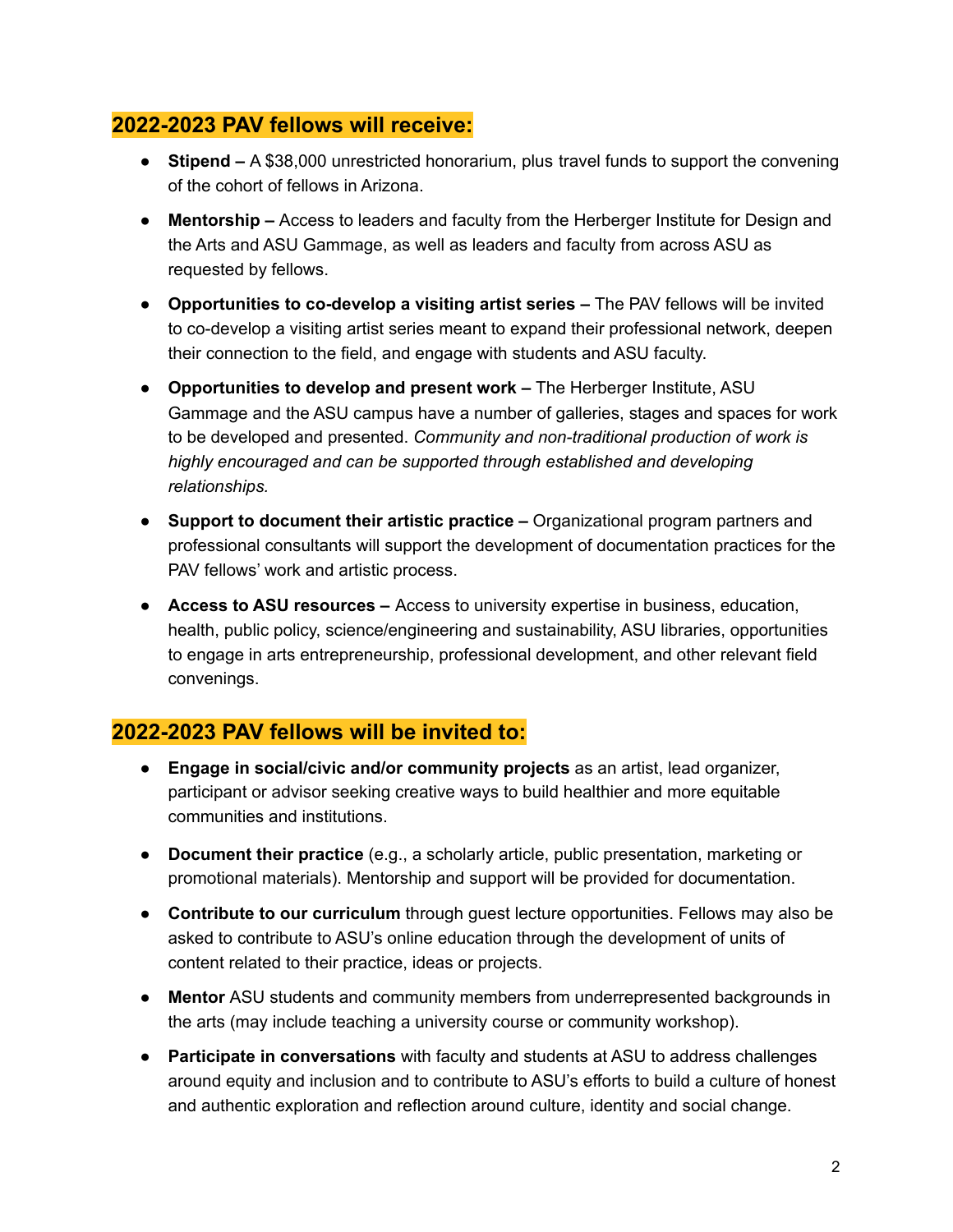## 2022-2023 PAV fellows will receive:

- **Stipend –** A $38,000 unrestricted honorarium, plus travel funds to support the convening of the cohort of fellows in Arizona.
- **Mentorship –** Access to leaders and faculty from the Herberger Institute for Design and the Arts and ASU Gammage, as well as leaders and faculty from across ASU as requested by fellows.
- **Opportunities to co-develop a visiting artist series –** The PAV fellows will be invited to co-develop a visiting artist series meant to expand their professional network, deepen their connection to the field, and engage with students and ASU faculty.
- **Opportunities to develop and present work –** The Herberger Institute, ASU Gammage and the ASU campus have a number of galleries, stages and spaces for work to be developed and presented. *Community and non-traditional production of work is highly encouraged and can be supported through established and developing relationships.*
- **Support to document their artistic practice –** Organizational program partners and professional consultants will support the development of documentation practices for the PAV fellows' work and artistic process.
- **Access to ASU resources –** Access to university expertise in business, education, health, public policy, science/engineering and sustainability, ASU libraries, opportunities to engage in arts entrepreneurship, professional development, and other relevant field convenings.

## 2022-2023 PAV fellows will be invited to:

- **Engage in social/civic and/or community projects** as an artist, lead organizer, participant or advisor seeking creative ways to build healthier and more equitable communities and institutions.
- **Document their practice** (e.g., a scholarly article, public presentation, marketing or promotional materials). Mentorship and support will be provided for documentation.
- **Contribute to our curriculum** through guest lecture opportunities. Fellows may also be asked to contribute to ASU's online education through the development of units of content related to their practice, ideas or projects.
- **Mentor** ASU students and community members from underrepresented backgrounds in the arts (may include teaching a university course or community workshop).
- **Participate in conversations** with faculty and students at ASU to address challenges around equity and inclusion and to contribute to ASU's efforts to build a culture of honest and authentic exploration and reflection around culture, identity and social change.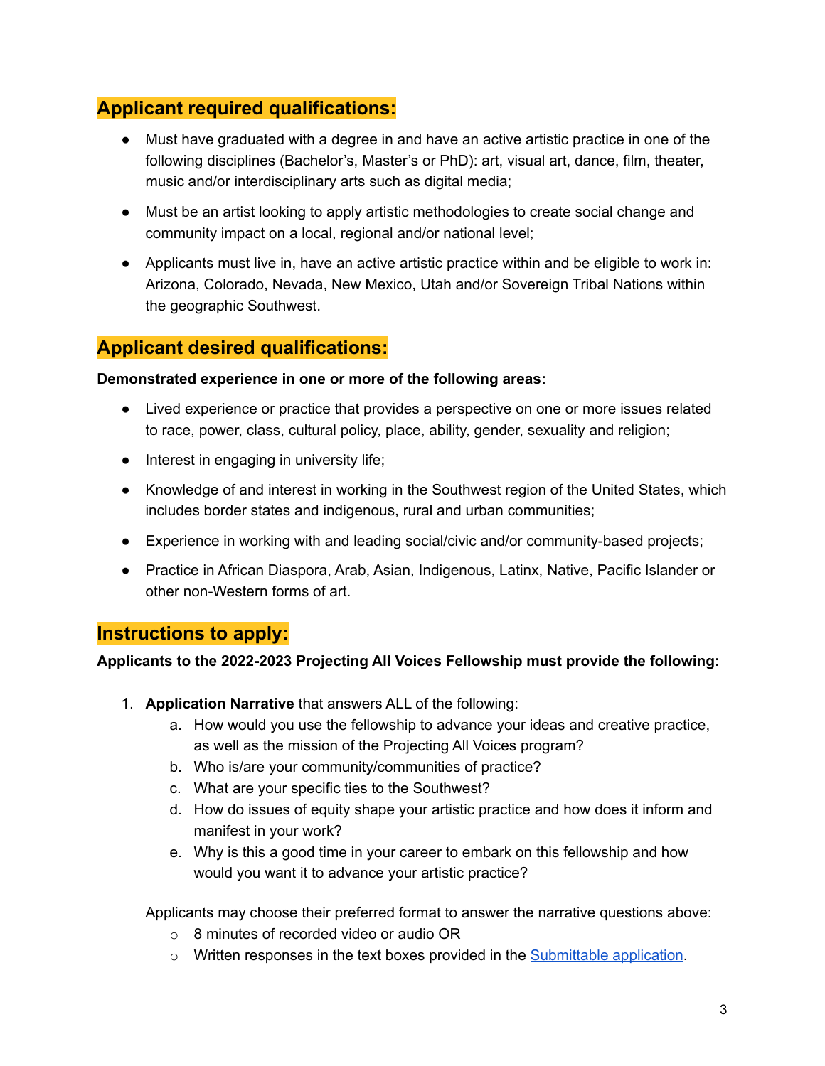## Applicant required qualifications:

- Must have graduated with a degree in and have an active artistic practice in one of the following disciplines (Bachelor's, Master's or PhD): art, visual art, dance, film, theater, music and/or interdisciplinary arts such as digital media;
- Must be an artist looking to apply artistic methodologies to create social change and community impact on a local, regional and/or national level;
- Applicants must live in, have an active artistic practice within and be eligible to work in: Arizona, Colorado, Nevada, New Mexico, Utah and/or Sovereign Tribal Nations within the geographic Southwest.

## Applicant desired qualifications:

**Demonstrated experience in one or more of the following areas:**

- Lived experience or practice that provides a perspective on one or more issues related to race, power, class, cultural policy, place, ability, gender, sexuality and religion;
- Interest in engaging in university life;
- Knowledge of and interest in working in the Southwest region of the United States, which includes border states and indigenous, rural and urban communities;
- Experience in working with and leading social/civic and/or community-based projects;
- Practice in African Diaspora, Arab, Asian, Indigenous, Latinx, Native, Pacific Islander or other non-Western forms of art.

## Instructions to apply:

**Applicants to the 2022-2023 Projecting All Voices Fellowship must provide the following:**

1. **Application Narrative** that answers ALL of the following:
    a. How would you use the fellowship to advance your ideas and creative practice, as well as the mission of the Projecting All Voices program?
    b. Who is/are your community/communities of practice?
    c. What are your specific ties to the Southwest?
    d. How do issues of equity shape your artistic practice and how does it inform and manifest in your work?
    e. Why is this a good time in your career to embark on this fellowship and how would you want it to advance your artistic practice?

    Applicants may choose their preferred format to answer the narrative questions above:
    - 8 minutes of recorded video or audio OR
    - Written responses in the text boxes provided in the Submittable application.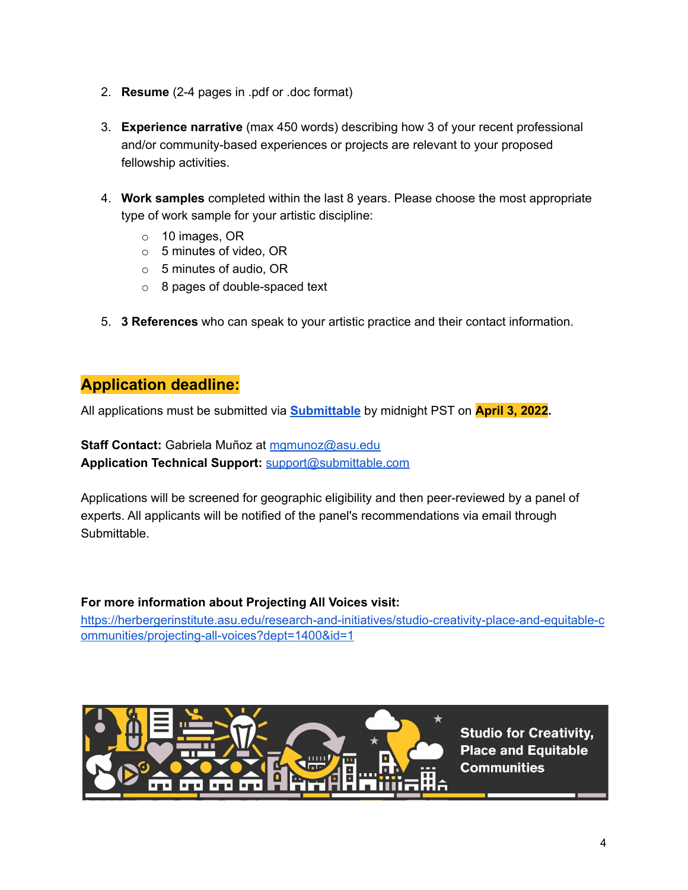2. **Resume** (2-4 pages in .pdf or .doc format)

3. **Experience narrative** (max 450 words) describing how 3 of your recent professional and/or community-based experiences or projects are relevant to your proposed fellowship activities.

4. **Work samples** completed within the last 8 years. Please choose the most appropriate type of work sample for your artistic discipline:
   - 10 images, OR
   - 5 minutes of video, OR
   - 5 minutes of audio, OR
   - 8 pages of double-spaced text

5. **3 References** who can speak to your artistic practice and their contact information.

## Application deadline:

All applications must be submitted via **[Submittable]()** by midnight PST on **April 3, 2022**.

**Staff Contact:** Gabriela Muñoz at mgmunoz@asu.edu
**Application Technical Support:** support@submittable.com

Applications will be screened for geographic eligibility and then peer-reviewed by a panel of experts. All applicants will be notified of the panel's recommendations via email through Submittable.

**For more information about Projecting All Voices visit:**
https://herbergerinstitute.asu.edu/research-and-initiatives/studio-creativity-place-and-equitable-communities/projecting-all-voices?dept=1400&id=1

Studio for Creativity, Place and Equitable Communities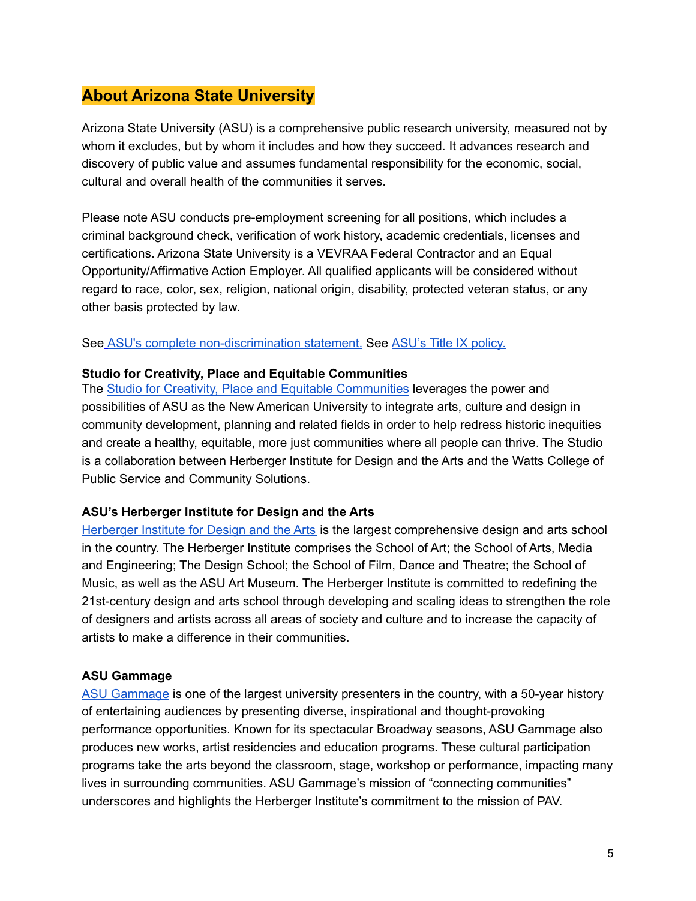## About Arizona State University

Arizona State University (ASU) is a comprehensive public research university, measured not by whom it excludes, but by whom it includes and how they succeed. It advances research and discovery of public value and assumes fundamental responsibility for the economic, social, cultural and overall health of the communities it serves.

Please note ASU conducts pre-employment screening for all positions, which includes a criminal background check, verification of work history, academic credentials, licenses and certifications. Arizona State University is a VEVRAA Federal Contractor and an Equal Opportunity/Affirmative Action Employer. All qualified applicants will be considered without regard to race, color, sex, religion, national origin, disability, protected veteran status, or any other basis protected by law.

See ASU's complete non-discrimination statement. See ASU's Title IX policy.

**Studio for Creativity, Place and Equitable Communities**
The Studio for Creativity, Place and Equitable Communities leverages the power and possibilities of ASU as the New American University to integrate arts, culture and design in community development, planning and related fields in order to help redress historic inequities and create a healthy, equitable, more just communities where all people can thrive. The Studio is a collaboration between Herberger Institute for Design and the Arts and the Watts College of Public Service and Community Solutions.

**ASU's Herberger Institute for Design and the Arts**
Herberger Institute for Design and the Arts is the largest comprehensive design and arts school in the country. The Herberger Institute comprises the School of Art; the School of Arts, Media and Engineering; The Design School; the School of Film, Dance and Theatre; the School of Music, as well as the ASU Art Museum. The Herberger Institute is committed to redefining the 21st-century design and arts school through developing and scaling ideas to strengthen the role of designers and artists across all areas of society and culture and to increase the capacity of artists to make a difference in their communities.

**ASU Gammage**
ASU Gammage is one of the largest university presenters in the country, with a 50-year history of entertaining audiences by presenting diverse, inspirational and thought-provoking performance opportunities. Known for its spectacular Broadway seasons, ASU Gammage also produces new works, artist residencies and education programs. These cultural participation programs take the arts beyond the classroom, stage, workshop or performance, impacting many lives in surrounding communities. ASU Gammage's mission of "connecting communities" underscores and highlights the Herberger Institute's commitment to the mission of PAV.